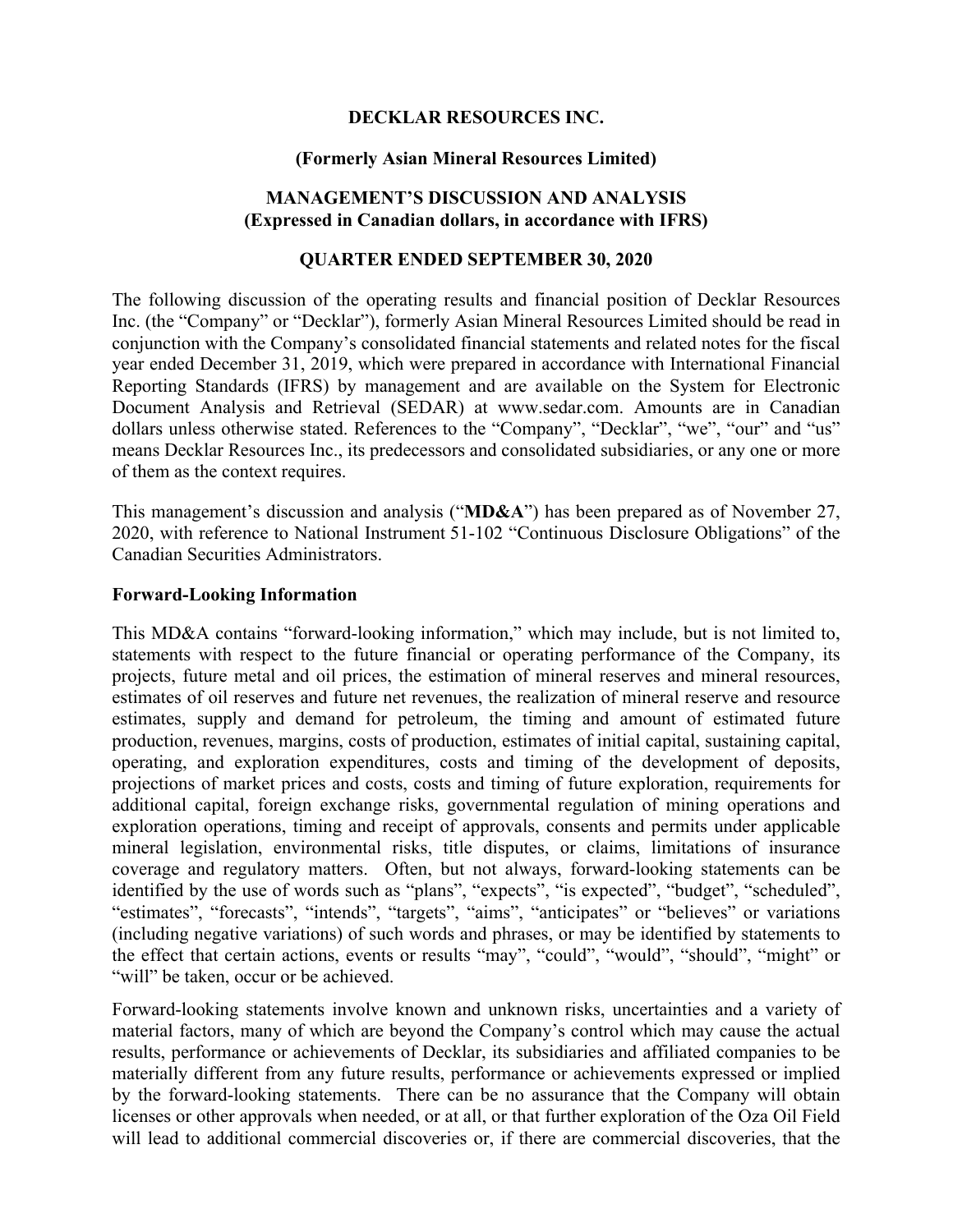**DECKLAR RESOURCES INC.**

**(Formerly Asian Mineral Resources Limited)**

**MANAGEMENT'S DISCUSSION AND ANALYSIS**
**(Expressed in Canadian dollars, in accordance with IFRS)**

**QUARTER ENDED SEPTEMBER 30, 2020**

The following discussion of the operating results and financial position of Decklar Resources Inc. (the "Company" or "Decklar"), formerly Asian Mineral Resources Limited should be read in conjunction with the Company's consolidated financial statements and related notes for the fiscal year ended December 31, 2019, which were prepared in accordance with International Financial Reporting Standards (IFRS) by management and are available on the System for Electronic Document Analysis and Retrieval (SEDAR) at www.sedar.com. Amounts are in Canadian dollars unless otherwise stated. References to the "Company", "Decklar", "we", "our" and "us" means Decklar Resources Inc., its predecessors and consolidated subsidiaries, or any one or more of them as the context requires.

This management's discussion and analysis ("**MD&A**") has been prepared as of November 27, 2020, with reference to National Instrument 51-102 "Continuous Disclosure Obligations" of the Canadian Securities Administrators.

**Forward-Looking Information**

This MD&A contains "forward-looking information," which may include, but is not limited to, statements with respect to the future financial or operating performance of the Company, its projects, future metal and oil prices, the estimation of mineral reserves and mineral resources, estimates of oil reserves and future net revenues, the realization of mineral reserve and resource estimates, supply and demand for petroleum, the timing and amount of estimated future production, revenues, margins, costs of production, estimates of initial capital, sustaining capital, operating, and exploration expenditures, costs and timing of the development of deposits, projections of market prices and costs, costs and timing of future exploration, requirements for additional capital, foreign exchange risks, governmental regulation of mining operations and exploration operations, timing and receipt of approvals, consents and permits under applicable mineral legislation, environmental risks, title disputes, or claims, limitations of insurance coverage and regulatory matters. Often, but not always, forward-looking statements can be identified by the use of words such as "plans", "expects", "is expected", "budget", "scheduled", "estimates", "forecasts", "intends", "targets", "aims", "anticipates" or "believes" or variations (including negative variations) of such words and phrases, or may be identified by statements to the effect that certain actions, events or results "may", "could", "would", "should", "might" or "will" be taken, occur or be achieved.

Forward-looking statements involve known and unknown risks, uncertainties and a variety of material factors, many of which are beyond the Company's control which may cause the actual results, performance or achievements of Decklar, its subsidiaries and affiliated companies to be materially different from any future results, performance or achievements expressed or implied by the forward-looking statements. There can be no assurance that the Company will obtain licenses or other approvals when needed, or at all, or that further exploration of the Oza Oil Field will lead to additional commercial discoveries or, if there are commercial discoveries, that the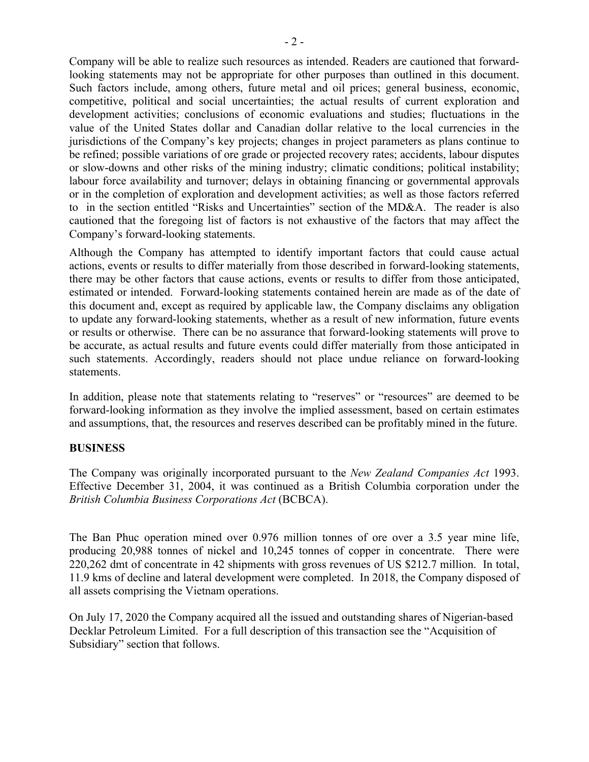Company will be able to realize such resources as intended. Readers are cautioned that forward-looking statements may not be appropriate for other purposes than outlined in this document. Such factors include, among others, future metal and oil prices; general business, economic, competitive, political and social uncertainties; the actual results of current exploration and development activities; conclusions of economic evaluations and studies; fluctuations in the value of the United States dollar and Canadian dollar relative to the local currencies in the jurisdictions of the Company's key projects; changes in project parameters as plans continue to be refined; possible variations of ore grade or projected recovery rates; accidents, labour disputes or slow-downs and other risks of the mining industry; climatic conditions; political instability; labour force availability and turnover; delays in obtaining financing or governmental approvals or in the completion of exploration and development activities; as well as those factors referred to in the section entitled "Risks and Uncertainties" section of the MD&A. The reader is also cautioned that the foregoing list of factors is not exhaustive of the factors that may affect the Company's forward-looking statements.

Although the Company has attempted to identify important factors that could cause actual actions, events or results to differ materially from those described in forward-looking statements, there may be other factors that cause actions, events or results to differ from those anticipated, estimated or intended. Forward-looking statements contained herein are made as of the date of this document and, except as required by applicable law, the Company disclaims any obligation to update any forward-looking statements, whether as a result of new information, future events or results or otherwise. There can be no assurance that forward-looking statements will prove to be accurate, as actual results and future events could differ materially from those anticipated in such statements. Accordingly, readers should not place undue reliance on forward-looking statements.

In addition, please note that statements relating to "reserves" or "resources" are deemed to be forward-looking information as they involve the implied assessment, based on certain estimates and assumptions, that, the resources and reserves described can be profitably mined in the future.

**BUSINESS**

The Company was originally incorporated pursuant to the *New Zealand Companies Act* 1993. Effective December 31, 2004, it was continued as a British Columbia corporation under the *British Columbia Business Corporations Act* (BCBCA).

The Ban Phuc operation mined over 0.976 million tonnes of ore over a 3.5 year mine life, producing 20,988 tonnes of nickel and 10,245 tonnes of copper in concentrate. There were 220,262 dmt of concentrate in 42 shipments with gross revenues of US $212.7 million. In total, 11.9 kms of decline and lateral development were completed. In 2018, the Company disposed of all assets comprising the Vietnam operations.

On July 17, 2020 the Company acquired all the issued and outstanding shares of Nigerian-based Decklar Petroleum Limited. For a full description of this transaction see the "Acquisition of Subsidiary" section that follows.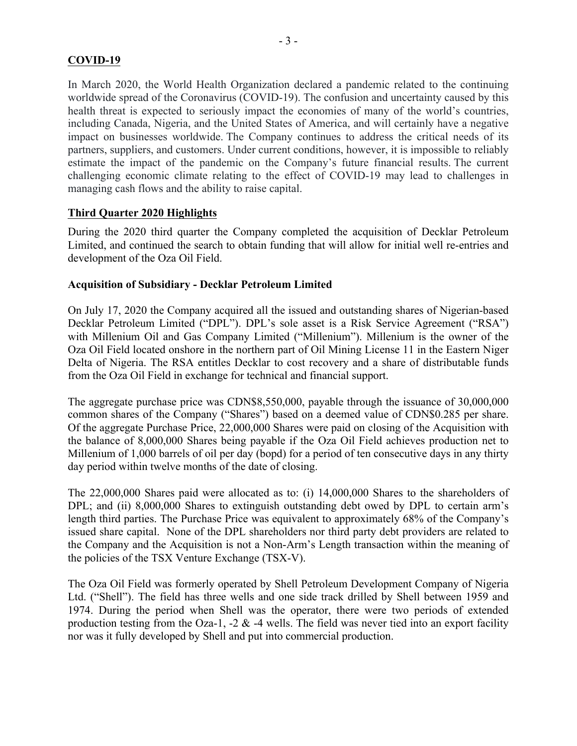## COVID-19

In March 2020, the World Health Organization declared a pandemic related to the continuing worldwide spread of the Coronavirus (COVID-19). The confusion and uncertainty caused by this health threat is expected to seriously impact the economies of many of the world's countries, including Canada, Nigeria, and the United States of America, and will certainly have a negative impact on businesses worldwide. The Company continues to address the critical needs of its partners, suppliers, and customers. Under current conditions, however, it is impossible to reliably estimate the impact of the pandemic on the Company's future financial results. The current challenging economic climate relating to the effect of COVID-19 may lead to challenges in managing cash flows and the ability to raise capital.

## Third Quarter 2020 Highlights

During the 2020 third quarter the Company completed the acquisition of Decklar Petroleum Limited, and continued the search to obtain funding that will allow for initial well re-entries and development of the Oza Oil Field.

### Acquisition of Subsidiary - Decklar Petroleum Limited

On July 17, 2020 the Company acquired all the issued and outstanding shares of Nigerian-based Decklar Petroleum Limited ("DPL"). DPL's sole asset is a Risk Service Agreement ("RSA") with Millenium Oil and Gas Company Limited ("Millenium"). Millenium is the owner of the Oza Oil Field located onshore in the northern part of Oil Mining License 11 in the Eastern Niger Delta of Nigeria. The RSA entitles Decklar to cost recovery and a share of distributable funds from the Oza Oil Field in exchange for technical and financial support.

The aggregate purchase price was CDN$8,550,000, payable through the issuance of 30,000,000 common shares of the Company ("Shares") based on a deemed value of CDN$0.285 per share. Of the aggregate Purchase Price, 22,000,000 Shares were paid on closing of the Acquisition with the balance of 8,000,000 Shares being payable if the Oza Oil Field achieves production net to Millenium of 1,000 barrels of oil per day (bopd) for a period of ten consecutive days in any thirty day period within twelve months of the date of closing.

The 22,000,000 Shares paid were allocated as to: (i) 14,000,000 Shares to the shareholders of DPL; and (ii) 8,000,000 Shares to extinguish outstanding debt owed by DPL to certain arm's length third parties. The Purchase Price was equivalent to approximately 68% of the Company's issued share capital. None of the DPL shareholders nor third party debt providers are related to the Company and the Acquisition is not a Non-Arm's Length transaction within the meaning of the policies of the TSX Venture Exchange (TSX-V).

The Oza Oil Field was formerly operated by Shell Petroleum Development Company of Nigeria Ltd. ("Shell"). The field has three wells and one side track drilled by Shell between 1959 and 1974. During the period when Shell was the operator, there were two periods of extended production testing from the Oza-1, -2 & -4 wells. The field was never tied into an export facility nor was it fully developed by Shell and put into commercial production.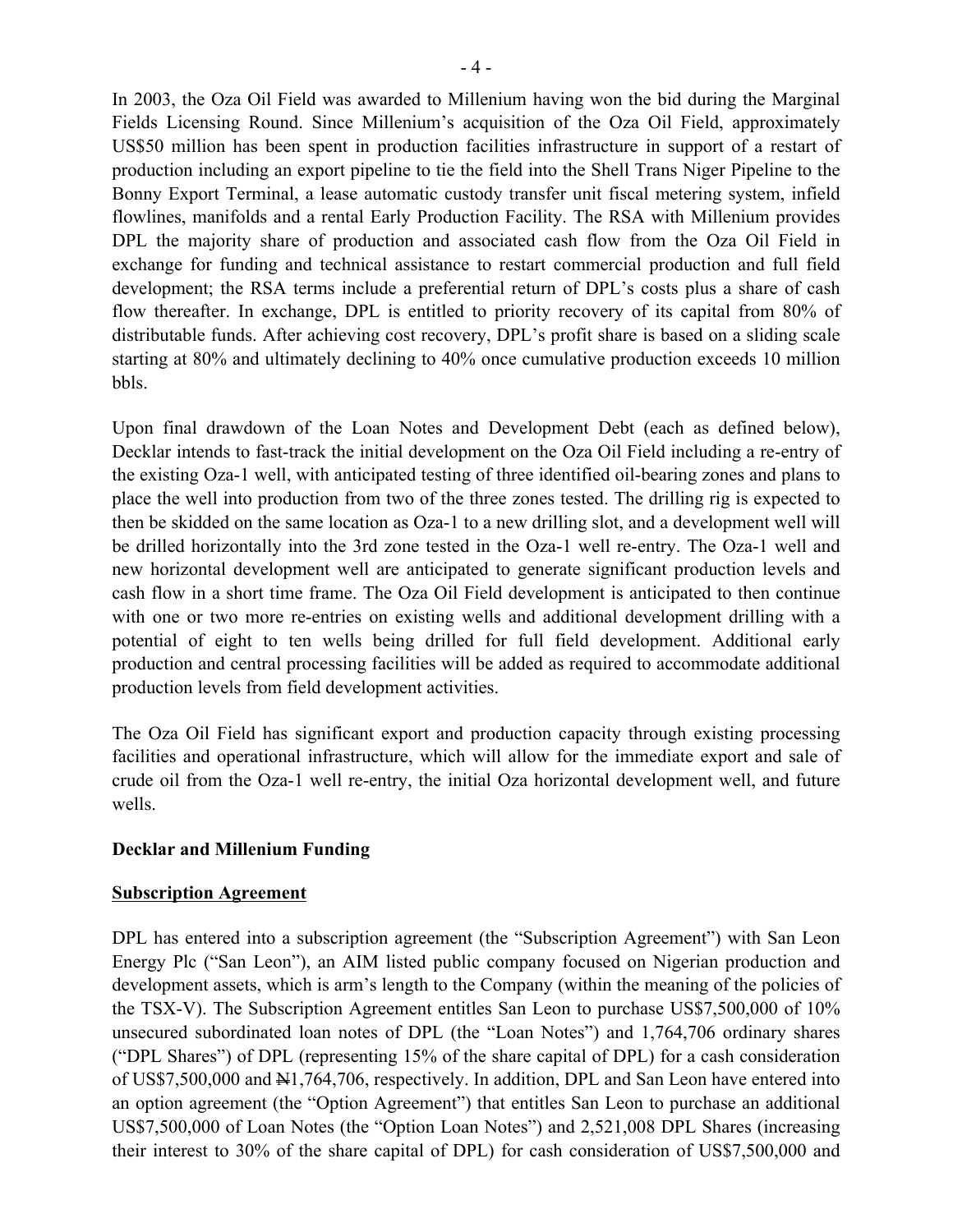In 2003, the Oza Oil Field was awarded to Millenium having won the bid during the Marginal Fields Licensing Round. Since Millenium's acquisition of the Oza Oil Field, approximately US$50 million has been spent in production facilities infrastructure in support of a restart of production including an export pipeline to tie the field into the Shell Trans Niger Pipeline to the Bonny Export Terminal, a lease automatic custody transfer unit fiscal metering system, infield flowlines, manifolds and a rental Early Production Facility. The RSA with Millenium provides DPL the majority share of production and associated cash flow from the Oza Oil Field in exchange for funding and technical assistance to restart commercial production and full field development; the RSA terms include a preferential return of DPL's costs plus a share of cash flow thereafter. In exchange, DPL is entitled to priority recovery of its capital from 80% of distributable funds. After achieving cost recovery, DPL's profit share is based on a sliding scale starting at 80% and ultimately declining to 40% once cumulative production exceeds 10 million bbls.

Upon final drawdown of the Loan Notes and Development Debt (each as defined below), Decklar intends to fast-track the initial development on the Oza Oil Field including a re-entry of the existing Oza-1 well, with anticipated testing of three identified oil-bearing zones and plans to place the well into production from two of the three zones tested. The drilling rig is expected to then be skidded on the same location as Oza-1 to a new drilling slot, and a development well will be drilled horizontally into the 3rd zone tested in the Oza-1 well re-entry. The Oza-1 well and new horizontal development well are anticipated to generate significant production levels and cash flow in a short time frame. The Oza Oil Field development is anticipated to then continue with one or two more re-entries on existing wells and additional development drilling with a potential of eight to ten wells being drilled for full field development. Additional early production and central processing facilities will be added as required to accommodate additional production levels from field development activities.

The Oza Oil Field has significant export and production capacity through existing processing facilities and operational infrastructure, which will allow for the immediate export and sale of crude oil from the Oza-1 well re-entry, the initial Oza horizontal development well, and future wells.

**Decklar and Millenium Funding**

**Subscription Agreement**

DPL has entered into a subscription agreement (the "Subscription Agreement") with San Leon Energy Plc ("San Leon"), an AIM listed public company focused on Nigerian production and development assets, which is arm's length to the Company (within the meaning of the policies of the TSX-V). The Subscription Agreement entitles San Leon to purchase US$7,500,000 of 10% unsecured subordinated loan notes of DPL (the "Loan Notes") and 1,764,706 ordinary shares ("DPL Shares") of DPL (representing 15% of the share capital of DPL) for a cash consideration of US$7,500,000 and ₦1,764,706, respectively. In addition, DPL and San Leon have entered into an option agreement (the "Option Agreement") that entitles San Leon to purchase an additional US$7,500,000 of Loan Notes (the "Option Loan Notes") and 2,521,008 DPL Shares (increasing their interest to 30% of the share capital of DPL) for cash consideration of US$7,500,000 and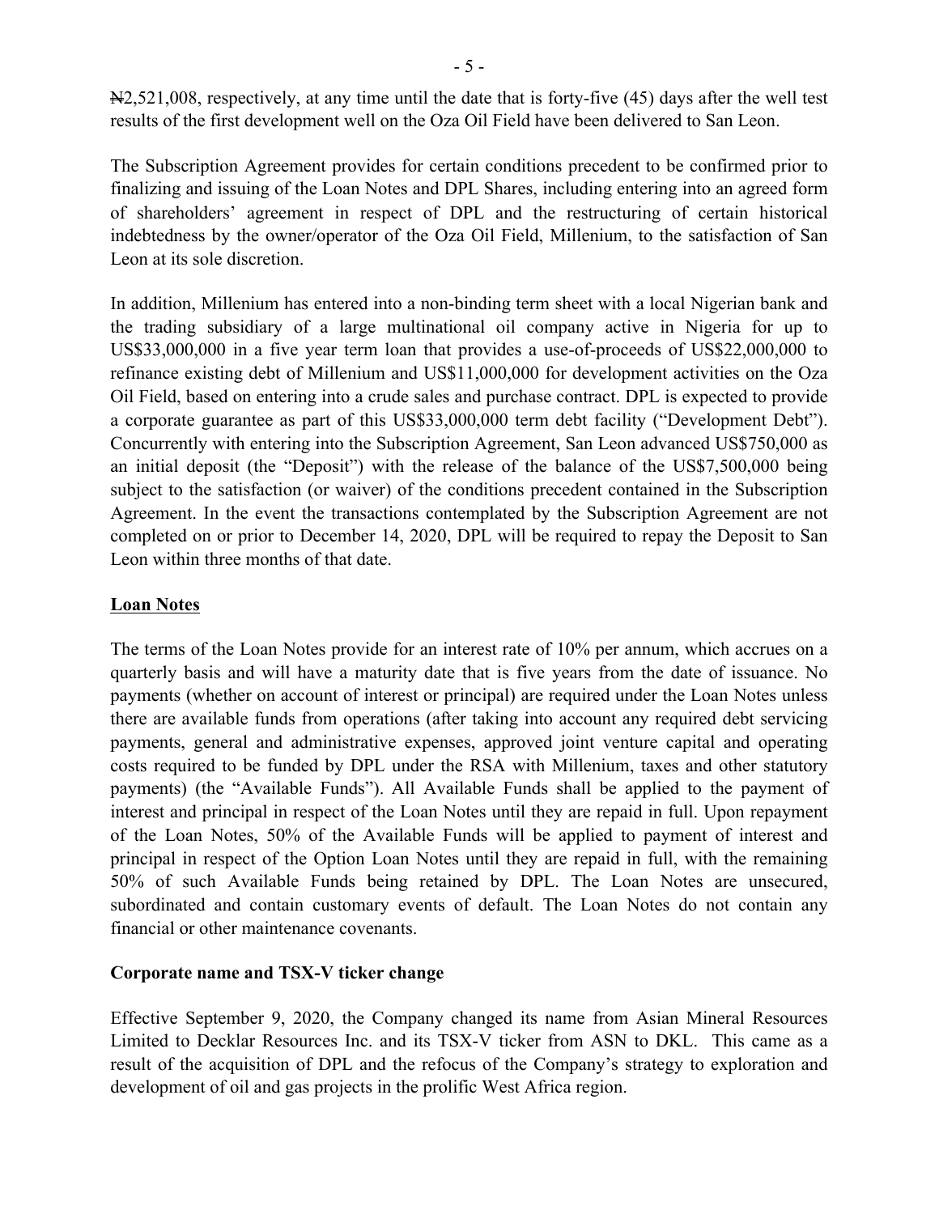₦2,521,008, respectively, at any time until the date that is forty-five (45) days after the well test results of the first development well on the Oza Oil Field have been delivered to San Leon.

The Subscription Agreement provides for certain conditions precedent to be confirmed prior to finalizing and issuing of the Loan Notes and DPL Shares, including entering into an agreed form of shareholders' agreement in respect of DPL and the restructuring of certain historical indebtedness by the owner/operator of the Oza Oil Field, Millenium, to the satisfaction of San Leon at its sole discretion.

In addition, Millenium has entered into a non-binding term sheet with a local Nigerian bank and the trading subsidiary of a large multinational oil company active in Nigeria for up to US$33,000,000 in a five year term loan that provides a use-of-proceeds of US$22,000,000 to refinance existing debt of Millenium and US$11,000,000 for development activities on the Oza Oil Field, based on entering into a crude sales and purchase contract. DPL is expected to provide a corporate guarantee as part of this US$33,000,000 term debt facility ("Development Debt"). Concurrently with entering into the Subscription Agreement, San Leon advanced US$750,000 as an initial deposit (the "Deposit") with the release of the balance of the US$7,500,000 being subject to the satisfaction (or waiver) of the conditions precedent contained in the Subscription Agreement. In the event the transactions contemplated by the Subscription Agreement are not completed on or prior to December 14, 2020, DPL will be required to repay the Deposit to San Leon within three months of that date.

## Loan Notes

The terms of the Loan Notes provide for an interest rate of 10% per annum, which accrues on a quarterly basis and will have a maturity date that is five years from the date of issuance. No payments (whether on account of interest or principal) are required under the Loan Notes unless there are available funds from operations (after taking into account any required debt servicing payments, general and administrative expenses, approved joint venture capital and operating costs required to be funded by DPL under the RSA with Millenium, taxes and other statutory payments) (the "Available Funds"). All Available Funds shall be applied to the payment of interest and principal in respect of the Loan Notes until they are repaid in full. Upon repayment of the Loan Notes, 50% of the Available Funds will be applied to payment of interest and principal in respect of the Option Loan Notes until they are repaid in full, with the remaining 50% of such Available Funds being retained by DPL. The Loan Notes are unsecured, subordinated and contain customary events of default. The Loan Notes do not contain any financial or other maintenance covenants.

## Corporate name and TSX-V ticker change

Effective September 9, 2020, the Company changed its name from Asian Mineral Resources Limited to Decklar Resources Inc. and its TSX-V ticker from ASN to DKL. This came as a result of the acquisition of DPL and the refocus of the Company's strategy to exploration and development of oil and gas projects in the prolific West Africa region.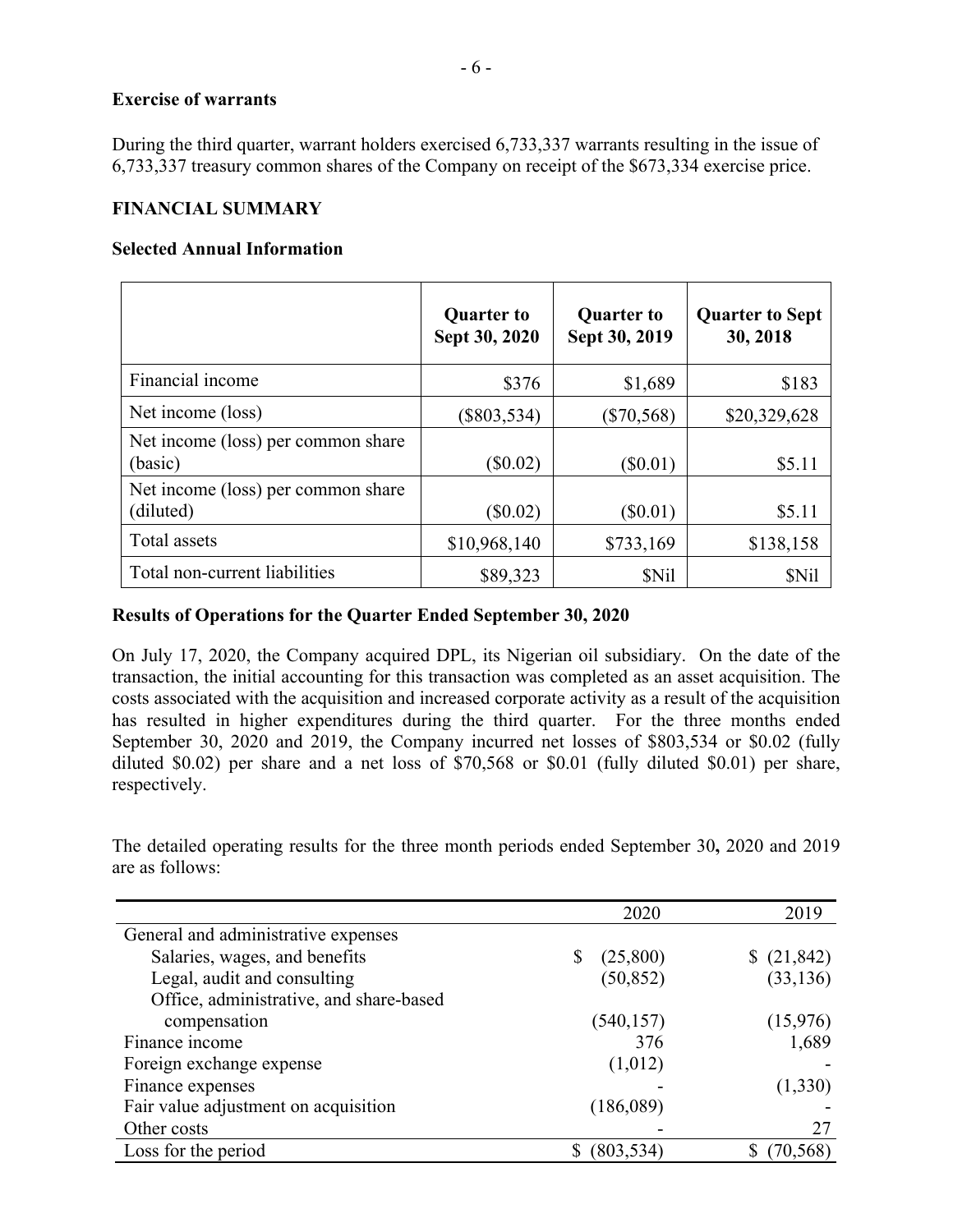**Exercise of warrants**

During the third quarter, warrant holders exercised 6,733,337 warrants resulting in the issue of 6,733,337 treasury common shares of the Company on receipt of the $673,334 exercise price.

**FINANCIAL SUMMARY**

**Selected Annual Information**

| | Quarter to Sept 30, 2020 | Quarter to Sept 30, 2019 | Quarter to Sept 30, 2018 |
|---|---|---|---|
| Financial income | $376 | $1,689 | $183 |
| Net income (loss) | ($803,534) | ($70,568) | $20,329,628 |
| Net income (loss) per common share (basic) | ($0.02) | ($0.01) | $5.11 |
| Net income (loss) per common share (diluted) | ($0.02) | ($0.01) | $5.11 |
| Total assets | $10,968,140 | $733,169 | $138,158 |
| Total non-current liabilities | $89,323 | $Nil | $Nil |

**Results of Operations for the Quarter Ended September 30, 2020**

On July 17, 2020, the Company acquired DPL, its Nigerian oil subsidiary. On the date of the transaction, the initial accounting for this transaction was completed as an asset acquisition. The costs associated with the acquisition and increased corporate activity as a result of the acquisition has resulted in higher expenditures during the third quarter. For the three months ended September 30, 2020 and 2019, the Company incurred net losses of $803,534 or $0.02 (fully diluted $0.02) per share and a net loss of $70,568 or $0.01 (fully diluted $0.01) per share, respectively.

The detailed operating results for the three month periods ended September 30**,** 2020 and 2019 are as follows:

| | 2020 | 2019 |
|---|---|---|
| General and administrative expenses | | |
| Salaries, wages, and benefits | $ (25,800) | $ (21,842) |
| Legal, audit and consulting | (50,852) | (33,136) |
| Office, administrative, and share-based compensation | (540,157) | (15,976) |
| Finance income | 376 | 1,689 |
| Foreign exchange expense | (1,012) | - |
| Finance expenses | - | (1,330) |
| Fair value adjustment on acquisition | (186,089) | - |
| Other costs | - | 27 |
| Loss for the period | $ (803,534) | $ (70,568) |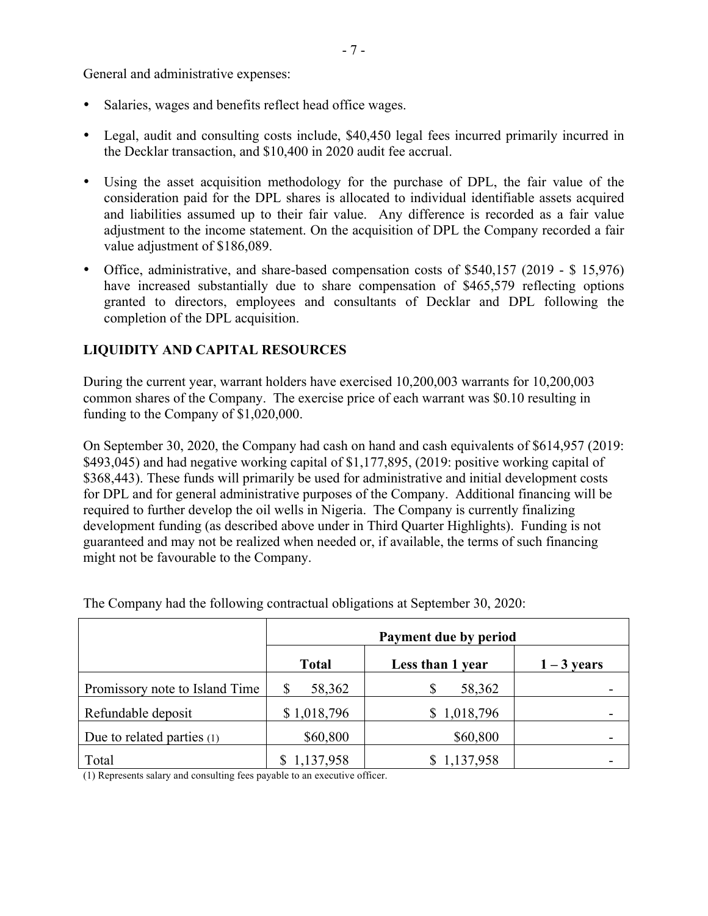General and administrative expenses:

- Salaries, wages and benefits reflect head office wages.
- Legal, audit and consulting costs include, $40,450 legal fees incurred primarily incurred in the Decklar transaction, and $10,400 in 2020 audit fee accrual.
- Using the asset acquisition methodology for the purchase of DPL, the fair value of the consideration paid for the DPL shares is allocated to individual identifiable assets acquired and liabilities assumed up to their fair value. Any difference is recorded as a fair value adjustment to the income statement. On the acquisition of DPL the Company recorded a fair value adjustment of $186,089.
- Office, administrative, and share-based compensation costs of $540,157 (2019 - $ 15,976) have increased substantially due to share compensation of $465,579 reflecting options granted to directors, employees and consultants of Decklar and DPL following the completion of the DPL acquisition.

## LIQUIDITY AND CAPITAL RESOURCES

During the current year, warrant holders have exercised 10,200,003 warrants for 10,200,003 common shares of the Company. The exercise price of each warrant was $0.10 resulting in funding to the Company of $1,020,000.

On September 30, 2020, the Company had cash on hand and cash equivalents of $614,957 (2019: $493,045) and had negative working capital of $1,177,895, (2019: positive working capital of $368,443). These funds will primarily be used for administrative and initial development costs for DPL and for general administrative purposes of the Company. Additional financing will be required to further develop the oil wells in Nigeria. The Company is currently finalizing development funding (as described above under in Third Quarter Highlights). Funding is not guaranteed and may not be realized when needed or, if available, the terms of such financing might not be favourable to the Company.

The Company had the following contractual obligations at September 30, 2020:

| | Payment due by period | | |
|---|---|---|---|
| | Total | Less than 1 year | 1 – 3 years |
| Promissory note to Island Time | $ 58,362 | $ 58,362 | - |
| Refundable deposit | $ 1,018,796 | $ 1,018,796 | - |
| Due to related parties (1) | $60,800 | $60,800 | - |
| Total | $ 1,137,958 | $ 1,137,958 | - |

(1) Represents salary and consulting fees payable to an executive officer.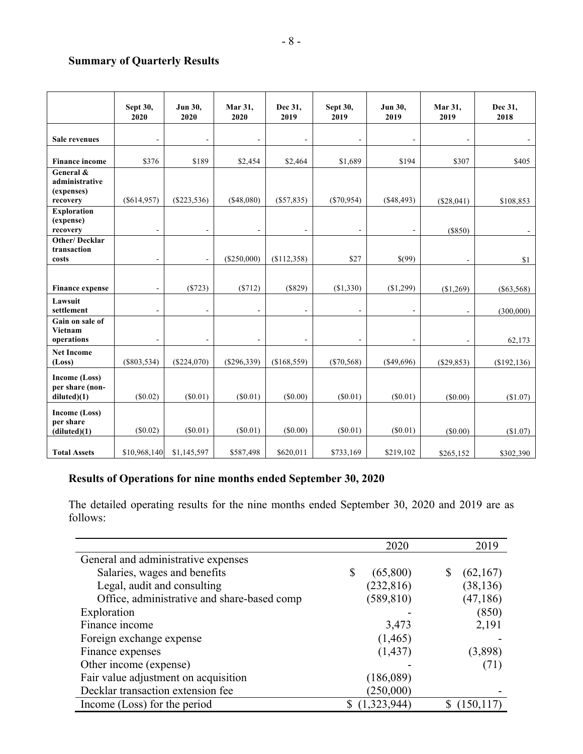## Summary of Quarterly Results

| | Sept 30, 2020 | Jun 30, 2020 | Mar 31, 2020 | Dec 31, 2019 | Sept 30, 2019 | Jun 30, 2019 | Mar 31, 2019 | Dec 31, 2018 |
|---|---|---|---|---|---|---|---|---|
| **Sale revenues** | - | - | - | - | - | - | - | - |
| **Finance income** | $376 | $189 | $2,454 | $2,464 | $1,689 | $194 | $307 | $405 |
| **General & administrative (expenses) recovery** | ($614,957) | ($223,536) | ($48,080) | ($57,835) | ($70,954) | ($48,493) | ($28,041) | $108,853 |
| **Exploration (expense) recovery** | - | - | - | - | - | - | ($850) | - |
| **Other/ Decklar transaction costs** | - | - | ($250,000) | ($112,358) | $27 | $(99) | - | $1 |
| **Finance expense** | - | ($723) | ($712) | ($829) | ($1,330) | ($1,299) | ($1,269) | ($63,568) |
| **Lawsuit settlement** | - | - | - | - | - | - | - | (300,000) |
| **Gain on sale of Vietnam operations** | - | - | - | - | - | - | - | 62,173 |
| **Net Income (Loss)** | ($803,534) | ($224,070) | ($296,339) | ($168,559) | ($70,568) | ($49,696) | ($29,853) | ($192,136) |
| **Income (Loss) per share (non-diluted)(1)** | ($0.02) | ($0.01) | ($0.01) | ($0.00) | ($0.01) | ($0.01) | ($0.00) | ($1.07) |
| **Income (Loss) per share (diluted)(1)** | ($0.02) | ($0.01) | ($0.01) | ($0.00) | ($0.01) | ($0.01) | ($0.00) | ($1.07) |
| **Total Assets** | $10,968,140 | $1,145,597 | $587,498 | $620,011 | $733,169 | $219,102 | $265,152 | $302,390 |

## Results of Operations for nine months ended September 30, 2020

The detailed operating results for the nine months ended September 30, 2020 and 2019 are as follows:

| | 2020 | 2019 |
|---|---|---|
| General and administrative expenses | | |
| Salaries, wages and benefits | $ (65,800) | $ (62,167) |
| Legal, audit and consulting | (232,816) | (38,136) |
| Office, administrative and share-based comp | (589,810) | (47,186) |
| Exploration | - | (850) |
| Finance income | 3,473 | 2,191 |
| Foreign exchange expense | (1,465) | - |
| Finance expenses | (1,437) | (3,898) |
| Other income (expense) | - | (71) |
| Fair value adjustment on acquisition | (186,089) | |
| Decklar transaction extension fee | (250,000) | - |
| Income (Loss) for the period | $ (1,323,944) | $ (150,117) |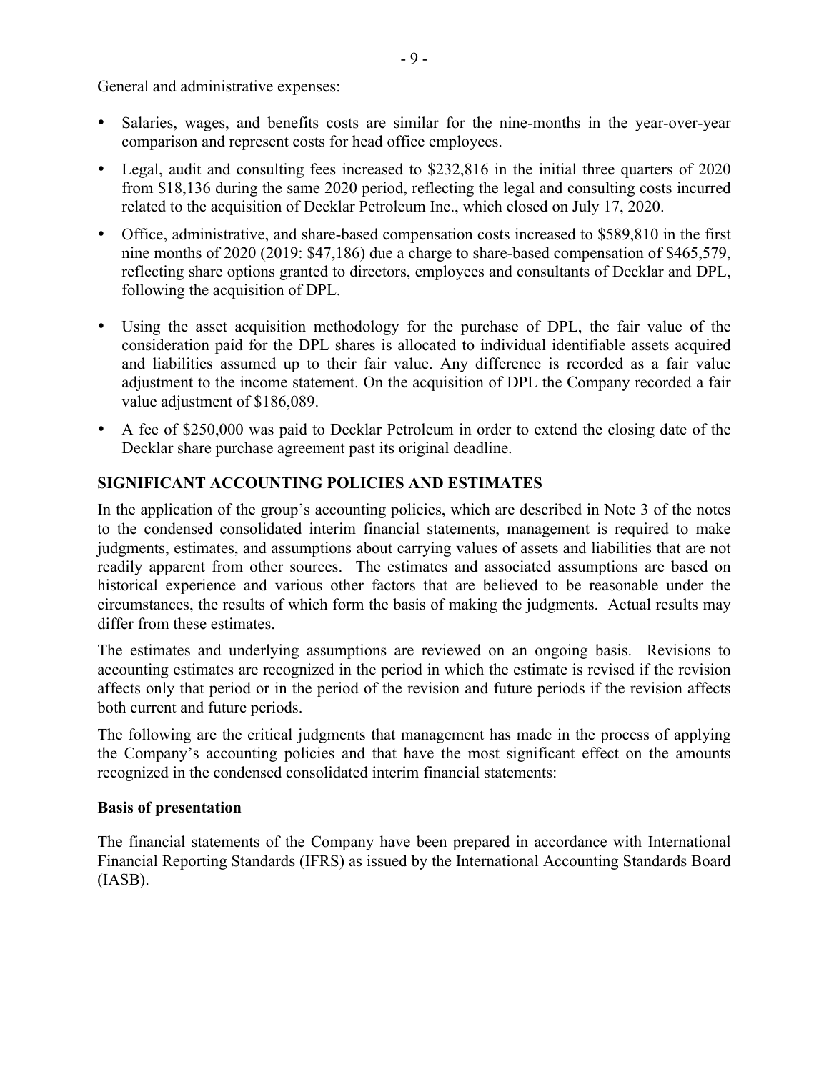General and administrative expenses:

- Salaries, wages, and benefits costs are similar for the nine-months in the year-over-year comparison and represent costs for head office employees.
- Legal, audit and consulting fees increased to $232,816 in the initial three quarters of 2020 from $18,136 during the same 2020 period, reflecting the legal and consulting costs incurred related to the acquisition of Decklar Petroleum Inc., which closed on July 17, 2020.
- Office, administrative, and share-based compensation costs increased to $589,810 in the first nine months of 2020 (2019: $47,186) due a charge to share-based compensation of $465,579, reflecting share options granted to directors, employees and consultants of Decklar and DPL, following the acquisition of DPL.
- Using the asset acquisition methodology for the purchase of DPL, the fair value of the consideration paid for the DPL shares is allocated to individual identifiable assets acquired and liabilities assumed up to their fair value. Any difference is recorded as a fair value adjustment to the income statement. On the acquisition of DPL the Company recorded a fair value adjustment of $186,089.
- A fee of $250,000 was paid to Decklar Petroleum in order to extend the closing date of the Decklar share purchase agreement past its original deadline.

## SIGNIFICANT ACCOUNTING POLICIES AND ESTIMATES

In the application of the group's accounting policies, which are described in Note 3 of the notes to the condensed consolidated interim financial statements, management is required to make judgments, estimates, and assumptions about carrying values of assets and liabilities that are not readily apparent from other sources. The estimates and associated assumptions are based on historical experience and various other factors that are believed to be reasonable under the circumstances, the results of which form the basis of making the judgments. Actual results may differ from these estimates.

The estimates and underlying assumptions are reviewed on an ongoing basis. Revisions to accounting estimates are recognized in the period in which the estimate is revised if the revision affects only that period or in the period of the revision and future periods if the revision affects both current and future periods.

The following are the critical judgments that management has made in the process of applying the Company's accounting policies and that have the most significant effect on the amounts recognized in the condensed consolidated interim financial statements:

### Basis of presentation

The financial statements of the Company have been prepared in accordance with International Financial Reporting Standards (IFRS) as issued by the International Accounting Standards Board (IASB).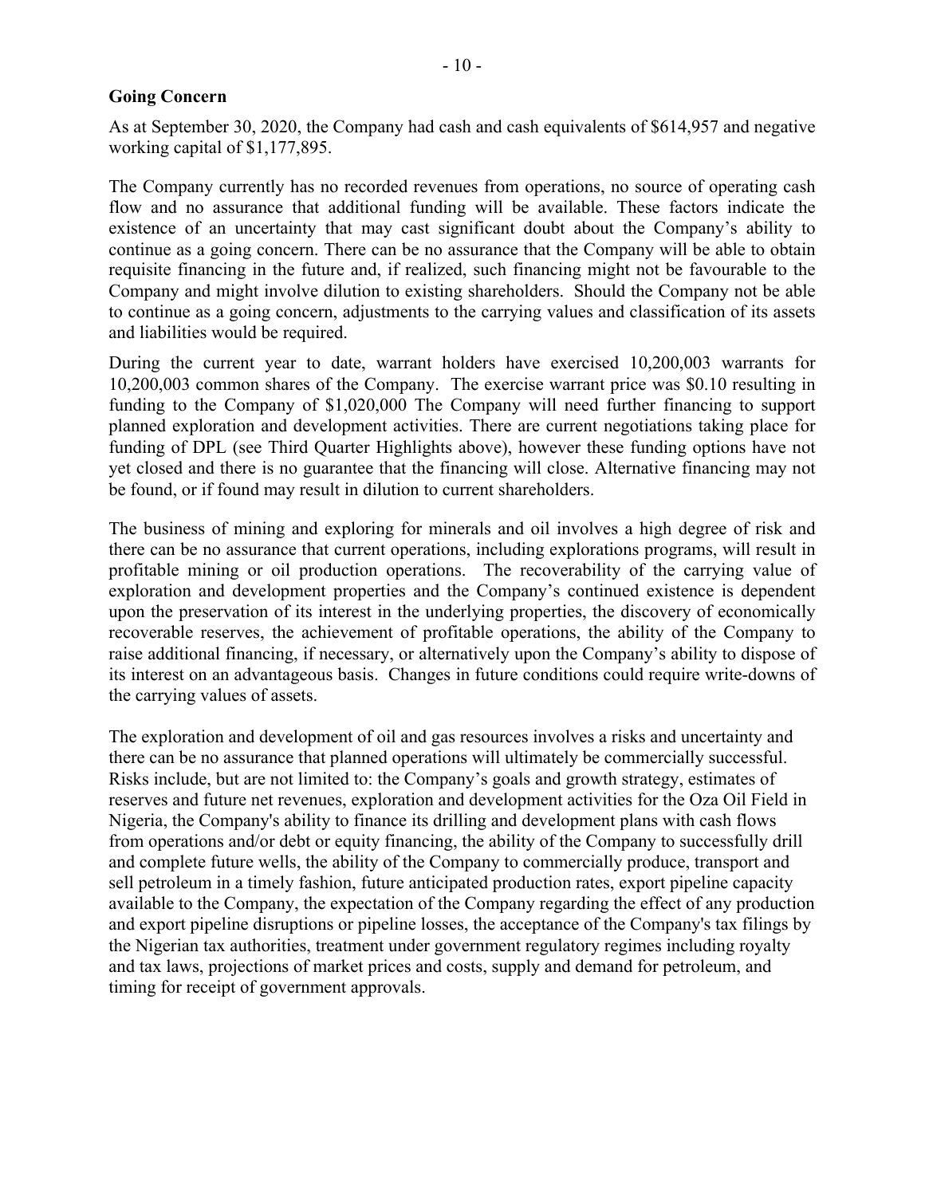## Going Concern

As at September 30, 2020, the Company had cash and cash equivalents of $614,957 and negative working capital of $1,177,895.

The Company currently has no recorded revenues from operations, no source of operating cash flow and no assurance that additional funding will be available. These factors indicate the existence of an uncertainty that may cast significant doubt about the Company's ability to continue as a going concern. There can be no assurance that the Company will be able to obtain requisite financing in the future and, if realized, such financing might not be favourable to the Company and might involve dilution to existing shareholders. Should the Company not be able to continue as a going concern, adjustments to the carrying values and classification of its assets and liabilities would be required.

During the current year to date, warrant holders have exercised 10,200,003 warrants for 10,200,003 common shares of the Company. The exercise warrant price was $0.10 resulting in funding to the Company of $1,020,000 The Company will need further financing to support planned exploration and development activities. There are current negotiations taking place for funding of DPL (see Third Quarter Highlights above), however these funding options have not yet closed and there is no guarantee that the financing will close. Alternative financing may not be found, or if found may result in dilution to current shareholders.

The business of mining and exploring for minerals and oil involves a high degree of risk and there can be no assurance that current operations, including explorations programs, will result in profitable mining or oil production operations. The recoverability of the carrying value of exploration and development properties and the Company's continued existence is dependent upon the preservation of its interest in the underlying properties, the discovery of economically recoverable reserves, the achievement of profitable operations, the ability of the Company to raise additional financing, if necessary, or alternatively upon the Company's ability to dispose of its interest on an advantageous basis. Changes in future conditions could require write-downs of the carrying values of assets.

The exploration and development of oil and gas resources involves a risks and uncertainty and there can be no assurance that planned operations will ultimately be commercially successful. Risks include, but are not limited to: the Company's goals and growth strategy, estimates of reserves and future net revenues, exploration and development activities for the Oza Oil Field in Nigeria, the Company's ability to finance its drilling and development plans with cash flows from operations and/or debt or equity financing, the ability of the Company to successfully drill and complete future wells, the ability of the Company to commercially produce, transport and sell petroleum in a timely fashion, future anticipated production rates, export pipeline capacity available to the Company, the expectation of the Company regarding the effect of any production and export pipeline disruptions or pipeline losses, the acceptance of the Company's tax filings by the Nigerian tax authorities, treatment under government regulatory regimes including royalty and tax laws, projections of market prices and costs, supply and demand for petroleum, and timing for receipt of government approvals.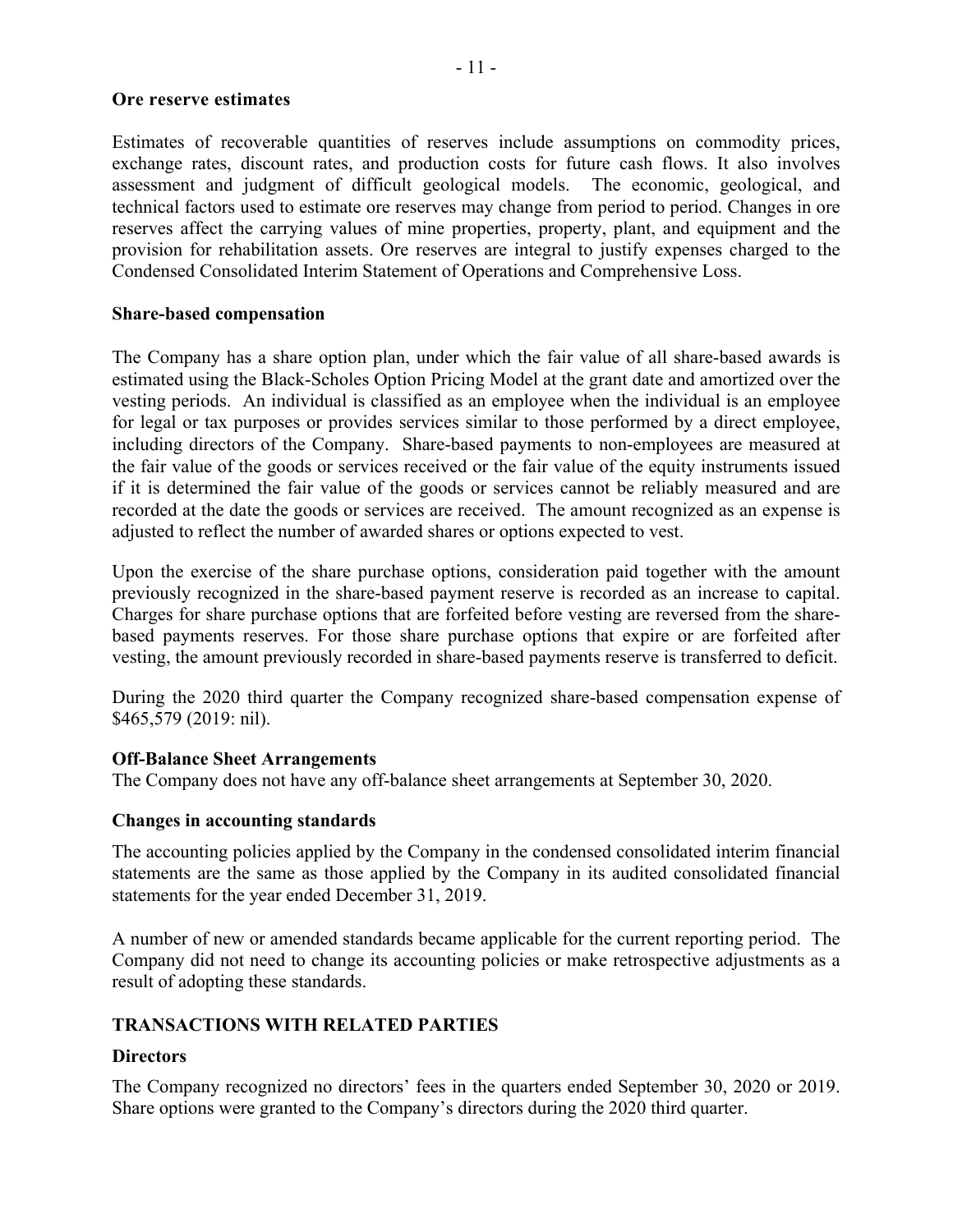**Ore reserve estimates**

Estimates of recoverable quantities of reserves include assumptions on commodity prices, exchange rates, discount rates, and production costs for future cash flows. It also involves assessment and judgment of difficult geological models. The economic, geological, and technical factors used to estimate ore reserves may change from period to period. Changes in ore reserves affect the carrying values of mine properties, property, plant, and equipment and the provision for rehabilitation assets. Ore reserves are integral to justify expenses charged to the Condensed Consolidated Interim Statement of Operations and Comprehensive Loss.

**Share-based compensation**

The Company has a share option plan, under which the fair value of all share-based awards is estimated using the Black-Scholes Option Pricing Model at the grant date and amortized over the vesting periods. An individual is classified as an employee when the individual is an employee for legal or tax purposes or provides services similar to those performed by a direct employee, including directors of the Company. Share-based payments to non-employees are measured at the fair value of the goods or services received or the fair value of the equity instruments issued if it is determined the fair value of the goods or services cannot be reliably measured and are recorded at the date the goods or services are received. The amount recognized as an expense is adjusted to reflect the number of awarded shares or options expected to vest.

Upon the exercise of the share purchase options, consideration paid together with the amount previously recognized in the share-based payment reserve is recorded as an increase to capital. Charges for share purchase options that are forfeited before vesting are reversed from the share-based payments reserves. For those share purchase options that expire or are forfeited after vesting, the amount previously recorded in share-based payments reserve is transferred to deficit.

During the 2020 third quarter the Company recognized share-based compensation expense of $465,579 (2019: nil).

**Off-Balance Sheet Arrangements**

The Company does not have any off-balance sheet arrangements at September 30, 2020.

**Changes in accounting standards**

The accounting policies applied by the Company in the condensed consolidated interim financial statements are the same as those applied by the Company in its audited consolidated financial statements for the year ended December 31, 2019.

A number of new or amended standards became applicable for the current reporting period. The Company did not need to change its accounting policies or make retrospective adjustments as a result of adopting these standards.

## TRANSACTIONS WITH RELATED PARTIES

**Directors**

The Company recognized no directors' fees in the quarters ended September 30, 2020 or 2019. Share options were granted to the Company's directors during the 2020 third quarter.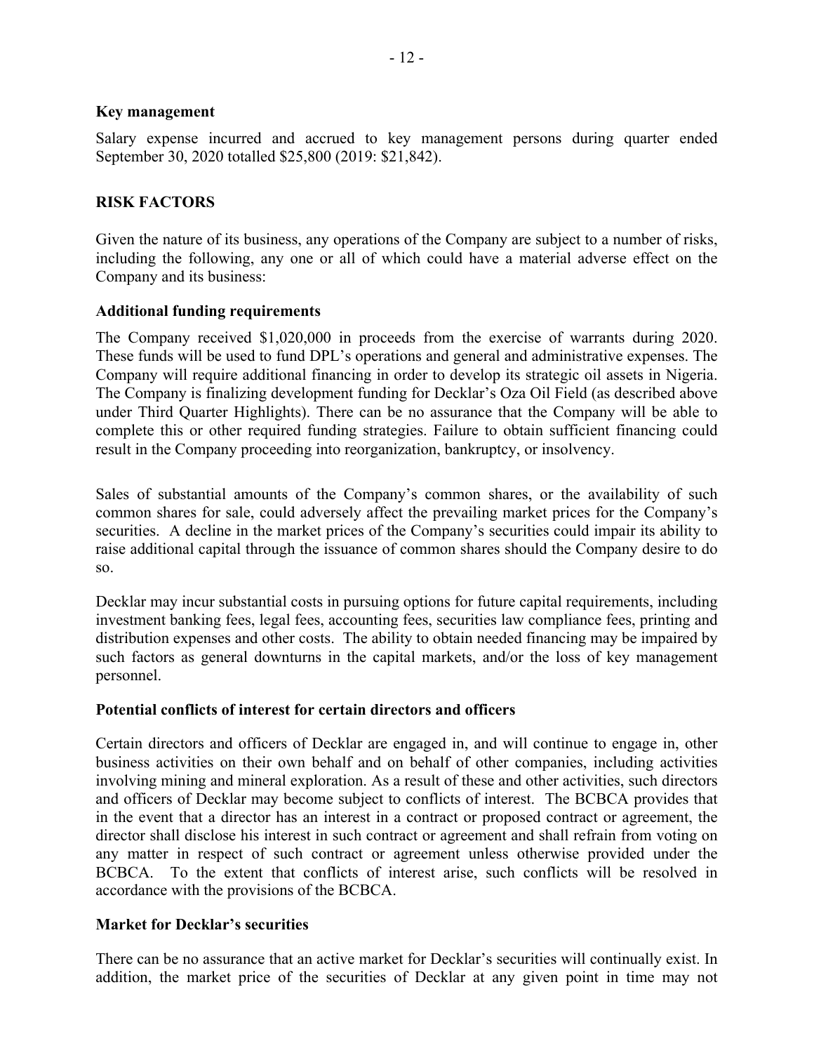**Key management**

Salary expense incurred and accrued to key management persons during quarter ended September 30, 2020 totalled $25,800 (2019: $21,842).

## RISK FACTORS

Given the nature of its business, any operations of the Company are subject to a number of risks, including the following, any one or all of which could have a material adverse effect on the Company and its business:

**Additional funding requirements**

The Company received $1,020,000 in proceeds from the exercise of warrants during 2020. These funds will be used to fund DPL's operations and general and administrative expenses. The Company will require additional financing in order to develop its strategic oil assets in Nigeria. The Company is finalizing development funding for Decklar's Oza Oil Field (as described above under Third Quarter Highlights). There can be no assurance that the Company will be able to complete this or other required funding strategies. Failure to obtain sufficient financing could result in the Company proceeding into reorganization, bankruptcy, or insolvency.

Sales of substantial amounts of the Company's common shares, or the availability of such common shares for sale, could adversely affect the prevailing market prices for the Company's securities. A decline in the market prices of the Company's securities could impair its ability to raise additional capital through the issuance of common shares should the Company desire to do so.

Decklar may incur substantial costs in pursuing options for future capital requirements, including investment banking fees, legal fees, accounting fees, securities law compliance fees, printing and distribution expenses and other costs. The ability to obtain needed financing may be impaired by such factors as general downturns in the capital markets, and/or the loss of key management personnel.

**Potential conflicts of interest for certain directors and officers**

Certain directors and officers of Decklar are engaged in, and will continue to engage in, other business activities on their own behalf and on behalf of other companies, including activities involving mining and mineral exploration. As a result of these and other activities, such directors and officers of Decklar may become subject to conflicts of interest. The BCBCA provides that in the event that a director has an interest in a contract or proposed contract or agreement, the director shall disclose his interest in such contract or agreement and shall refrain from voting on any matter in respect of such contract or agreement unless otherwise provided under the BCBCA. To the extent that conflicts of interest arise, such conflicts will be resolved in accordance with the provisions of the BCBCA.

**Market for Decklar's securities**

There can be no assurance that an active market for Decklar's securities will continually exist. In addition, the market price of the securities of Decklar at any given point in time may not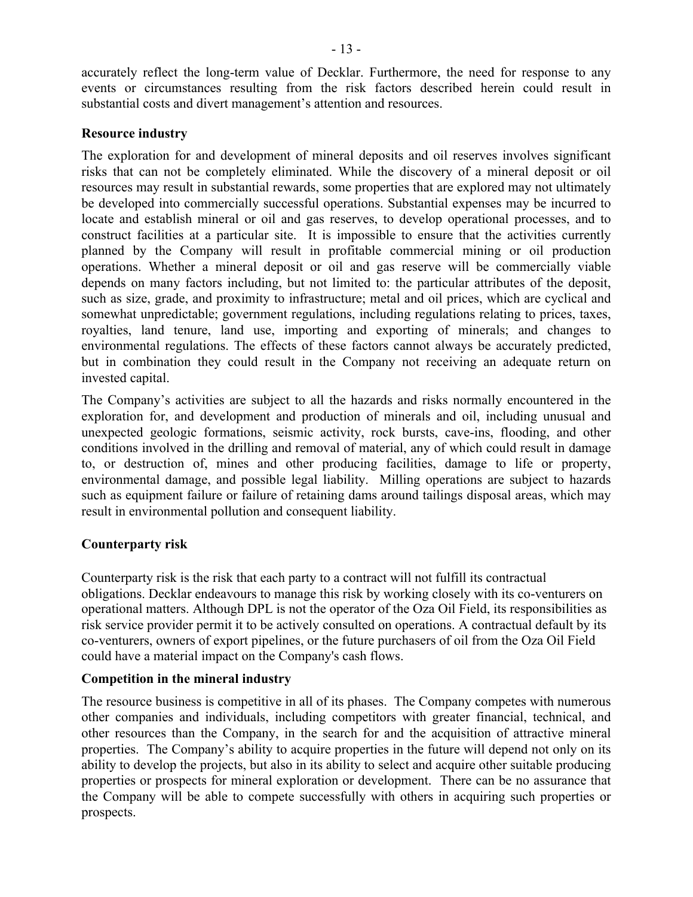accurately reflect the long-term value of Decklar. Furthermore, the need for response to any events or circumstances resulting from the risk factors described herein could result in substantial costs and divert management's attention and resources.

**Resource industry**

The exploration for and development of mineral deposits and oil reserves involves significant risks that can not be completely eliminated. While the discovery of a mineral deposit or oil resources may result in substantial rewards, some properties that are explored may not ultimately be developed into commercially successful operations. Substantial expenses may be incurred to locate and establish mineral or oil and gas reserves, to develop operational processes, and to construct facilities at a particular site. It is impossible to ensure that the activities currently planned by the Company will result in profitable commercial mining or oil production operations. Whether a mineral deposit or oil and gas reserve will be commercially viable depends on many factors including, but not limited to: the particular attributes of the deposit, such as size, grade, and proximity to infrastructure; metal and oil prices, which are cyclical and somewhat unpredictable; government regulations, including regulations relating to prices, taxes, royalties, land tenure, land use, importing and exporting of minerals; and changes to environmental regulations. The effects of these factors cannot always be accurately predicted, but in combination they could result in the Company not receiving an adequate return on invested capital.

The Company's activities are subject to all the hazards and risks normally encountered in the exploration for, and development and production of minerals and oil, including unusual and unexpected geologic formations, seismic activity, rock bursts, cave-ins, flooding, and other conditions involved in the drilling and removal of material, any of which could result in damage to, or destruction of, mines and other producing facilities, damage to life or property, environmental damage, and possible legal liability. Milling operations are subject to hazards such as equipment failure or failure of retaining dams around tailings disposal areas, which may result in environmental pollution and consequent liability.

**Counterparty risk**

Counterparty risk is the risk that each party to a contract will not fulfill its contractual obligations. Decklar endeavours to manage this risk by working closely with its co-venturers on operational matters. Although DPL is not the operator of the Oza Oil Field, its responsibilities as risk service provider permit it to be actively consulted on operations. A contractual default by its co-venturers, owners of export pipelines, or the future purchasers of oil from the Oza Oil Field could have a material impact on the Company's cash flows.

**Competition in the mineral industry**

The resource business is competitive in all of its phases. The Company competes with numerous other companies and individuals, including competitors with greater financial, technical, and other resources than the Company, in the search for and the acquisition of attractive mineral properties. The Company's ability to acquire properties in the future will depend not only on its ability to develop the projects, but also in its ability to select and acquire other suitable producing properties or prospects for mineral exploration or development. There can be no assurance that the Company will be able to compete successfully with others in acquiring such properties or prospects.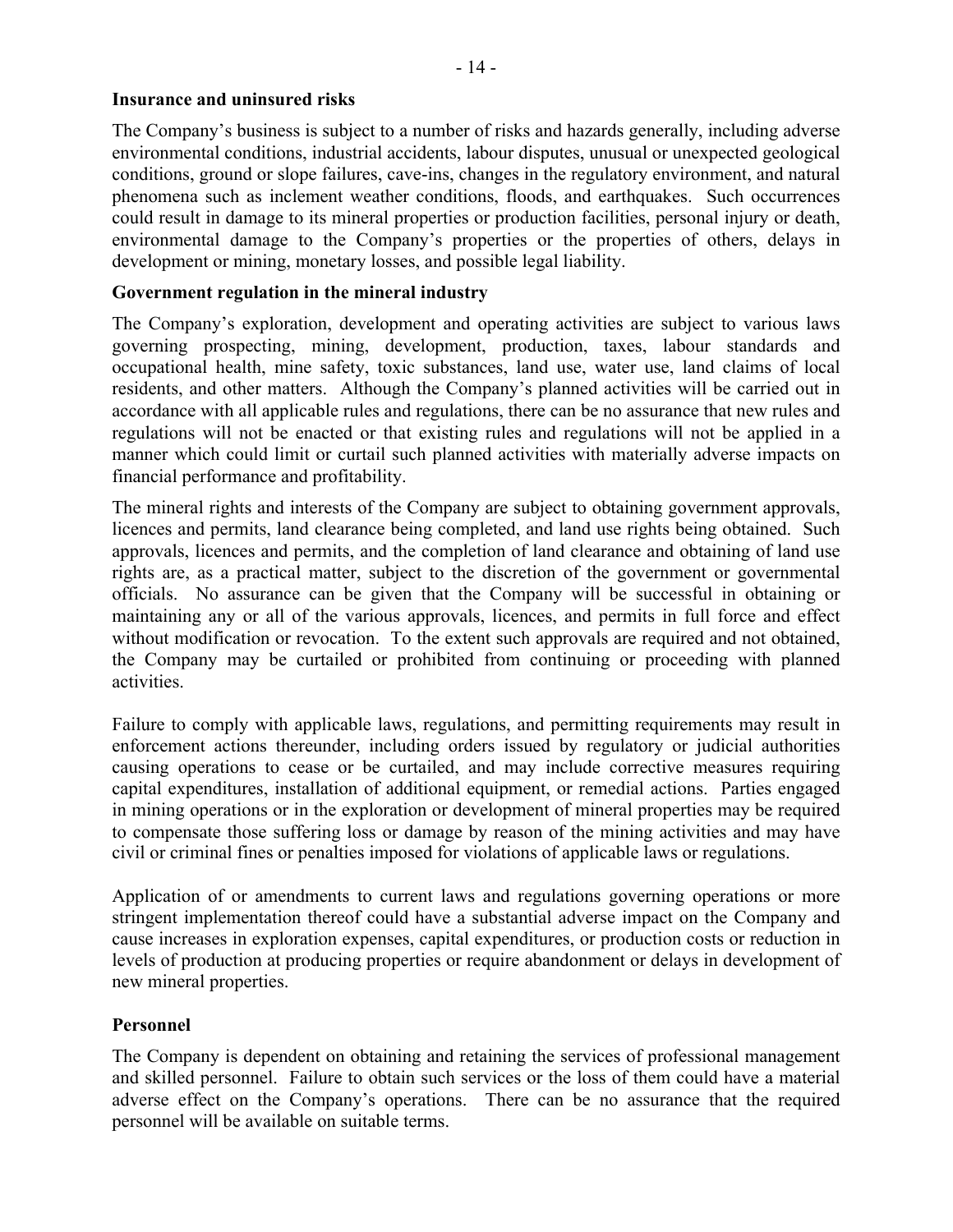**Insurance and uninsured risks**

The Company's business is subject to a number of risks and hazards generally, including adverse environmental conditions, industrial accidents, labour disputes, unusual or unexpected geological conditions, ground or slope failures, cave-ins, changes in the regulatory environment, and natural phenomena such as inclement weather conditions, floods, and earthquakes. Such occurrences could result in damage to its mineral properties or production facilities, personal injury or death, environmental damage to the Company's properties or the properties of others, delays in development or mining, monetary losses, and possible legal liability.

**Government regulation in the mineral industry**

The Company's exploration, development and operating activities are subject to various laws governing prospecting, mining, development, production, taxes, labour standards and occupational health, mine safety, toxic substances, land use, water use, land claims of local residents, and other matters. Although the Company's planned activities will be carried out in accordance with all applicable rules and regulations, there can be no assurance that new rules and regulations will not be enacted or that existing rules and regulations will not be applied in a manner which could limit or curtail such planned activities with materially adverse impacts on financial performance and profitability.

The mineral rights and interests of the Company are subject to obtaining government approvals, licences and permits, land clearance being completed, and land use rights being obtained. Such approvals, licences and permits, and the completion of land clearance and obtaining of land use rights are, as a practical matter, subject to the discretion of the government or governmental officials. No assurance can be given that the Company will be successful in obtaining or maintaining any or all of the various approvals, licences, and permits in full force and effect without modification or revocation. To the extent such approvals are required and not obtained, the Company may be curtailed or prohibited from continuing or proceeding with planned activities.

Failure to comply with applicable laws, regulations, and permitting requirements may result in enforcement actions thereunder, including orders issued by regulatory or judicial authorities causing operations to cease or be curtailed, and may include corrective measures requiring capital expenditures, installation of additional equipment, or remedial actions. Parties engaged in mining operations or in the exploration or development of mineral properties may be required to compensate those suffering loss or damage by reason of the mining activities and may have civil or criminal fines or penalties imposed for violations of applicable laws or regulations.

Application of or amendments to current laws and regulations governing operations or more stringent implementation thereof could have a substantial adverse impact on the Company and cause increases in exploration expenses, capital expenditures, or production costs or reduction in levels of production at producing properties or require abandonment or delays in development of new mineral properties.

**Personnel**

The Company is dependent on obtaining and retaining the services of professional management and skilled personnel. Failure to obtain such services or the loss of them could have a material adverse effect on the Company's operations. There can be no assurance that the required personnel will be available on suitable terms.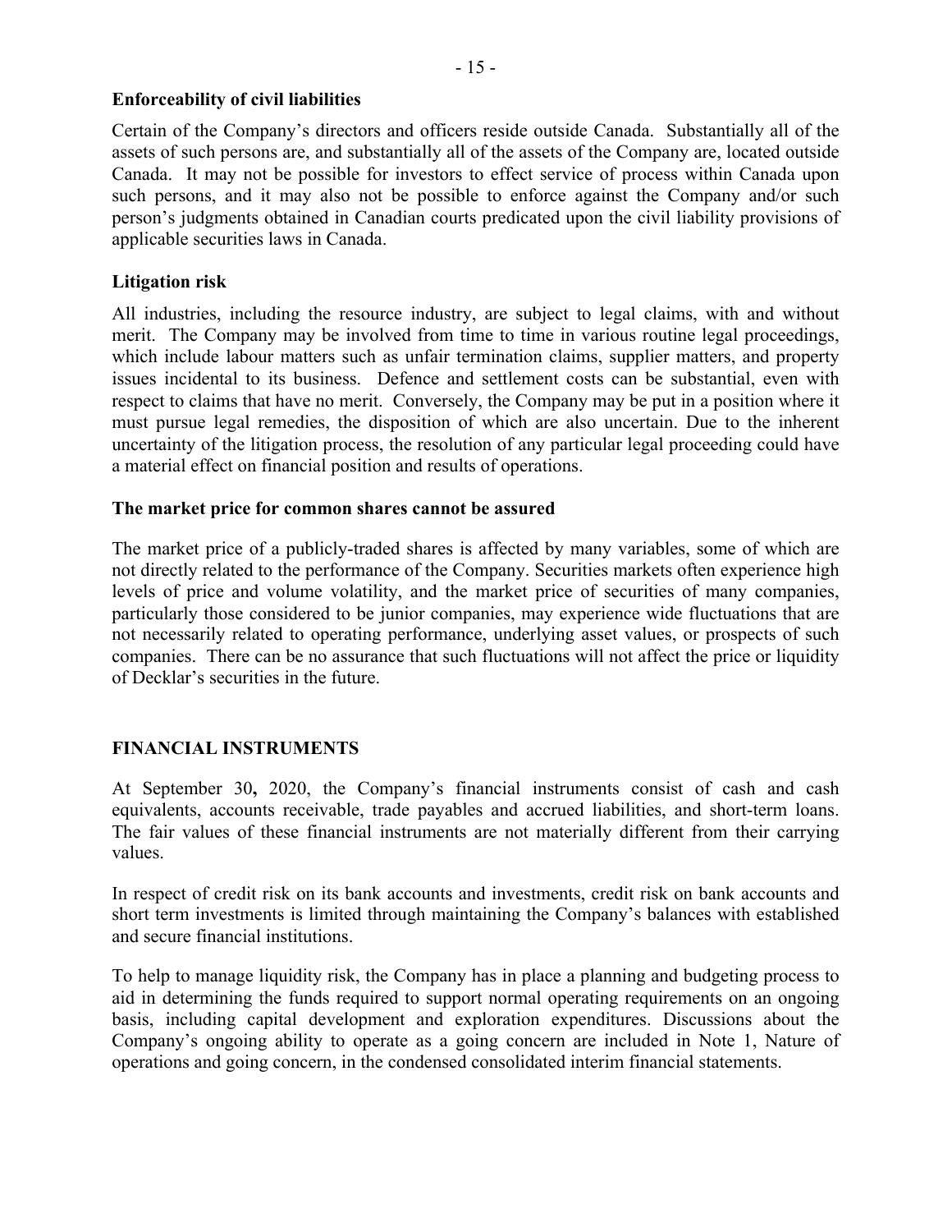**Enforceability of civil liabilities**

Certain of the Company's directors and officers reside outside Canada. Substantially all of the assets of such persons are, and substantially all of the assets of the Company are, located outside Canada. It may not be possible for investors to effect service of process within Canada upon such persons, and it may also not be possible to enforce against the Company and/or such person's judgments obtained in Canadian courts predicated upon the civil liability provisions of applicable securities laws in Canada.

**Litigation risk**

All industries, including the resource industry, are subject to legal claims, with and without merit. The Company may be involved from time to time in various routine legal proceedings, which include labour matters such as unfair termination claims, supplier matters, and property issues incidental to its business. Defence and settlement costs can be substantial, even with respect to claims that have no merit. Conversely, the Company may be put in a position where it must pursue legal remedies, the disposition of which are also uncertain. Due to the inherent uncertainty of the litigation process, the resolution of any particular legal proceeding could have a material effect on financial position and results of operations.

**The market price for common shares cannot be assured**

The market price of a publicly-traded shares is affected by many variables, some of which are not directly related to the performance of the Company. Securities markets often experience high levels of price and volume volatility, and the market price of securities of many companies, particularly those considered to be junior companies, may experience wide fluctuations that are not necessarily related to operating performance, underlying asset values, or prospects of such companies. There can be no assurance that such fluctuations will not affect the price or liquidity of Decklar's securities in the future.

## FINANCIAL INSTRUMENTS

At September 30**,** 2020, the Company's financial instruments consist of cash and cash equivalents, accounts receivable, trade payables and accrued liabilities, and short-term loans. The fair values of these financial instruments are not materially different from their carrying values.

In respect of credit risk on its bank accounts and investments, credit risk on bank accounts and short term investments is limited through maintaining the Company's balances with established and secure financial institutions.

To help to manage liquidity risk, the Company has in place a planning and budgeting process to aid in determining the funds required to support normal operating requirements on an ongoing basis, including capital development and exploration expenditures. Discussions about the Company's ongoing ability to operate as a going concern are included in Note 1, Nature of operations and going concern, in the condensed consolidated interim financial statements.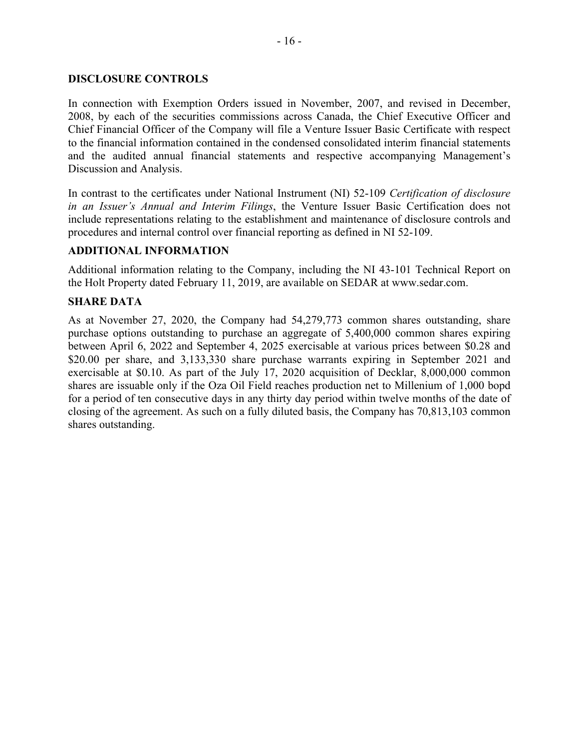## DISCLOSURE CONTROLS

In connection with Exemption Orders issued in November, 2007, and revised in December, 2008, by each of the securities commissions across Canada, the Chief Executive Officer and Chief Financial Officer of the Company will file a Venture Issuer Basic Certificate with respect to the financial information contained in the condensed consolidated interim financial statements and the audited annual financial statements and respective accompanying Management's Discussion and Analysis.

In contrast to the certificates under National Instrument (NI) 52-109 *Certification of disclosure in an Issuer's Annual and Interim Filings*, the Venture Issuer Basic Certification does not include representations relating to the establishment and maintenance of disclosure controls and procedures and internal control over financial reporting as defined in NI 52-109.

## ADDITIONAL INFORMATION

Additional information relating to the Company, including the NI 43-101 Technical Report on the Holt Property dated February 11, 2019, are available on SEDAR at www.sedar.com.

## SHARE DATA

As at November 27, 2020, the Company had 54,279,773 common shares outstanding, share purchase options outstanding to purchase an aggregate of 5,400,000 common shares expiring between April 6, 2022 and September 4, 2025 exercisable at various prices between $0.28 and $20.00 per share, and 3,133,330 share purchase warrants expiring in September 2021 and exercisable at $0.10. As part of the July 17, 2020 acquisition of Decklar, 8,000,000 common shares are issuable only if the Oza Oil Field reaches production net to Millenium of 1,000 bopd for a period of ten consecutive days in any thirty day period within twelve months of the date of closing of the agreement. As such on a fully diluted basis, the Company has 70,813,103 common shares outstanding.